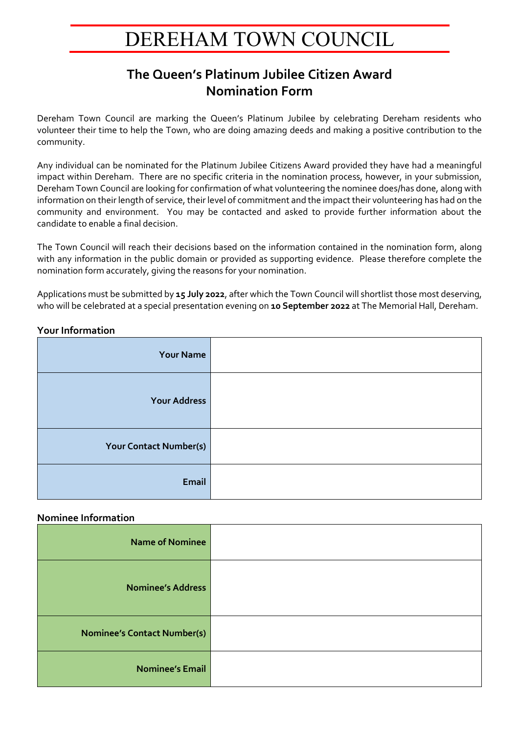# DEREHAM TOWN COUNCIL

## The Queen's Platinum Jubilee Citizen Award
## Nomination Form

Dereham Town Council are marking the Queen's Platinum Jubilee by celebrating Dereham residents who volunteer their time to help the Town, who are doing amazing deeds and making a positive contribution to the community.

Any individual can be nominated for the Platinum Jubilee Citizens Award provided they have had a meaningful impact within Dereham. There are no specific criteria in the nomination process, however, in your submission, Dereham Town Council are looking for confirmation of what volunteering the nominee does/has done, along with information on their length of service, their level of commitment and the impact their volunteering has had on the community and environment. You may be contacted and asked to provide further information about the candidate to enable a final decision.

The Town Council will reach their decisions based on the information contained in the nomination form, along with any information in the public domain or provided as supporting evidence. Please therefore complete the nomination form accurately, giving the reasons for your nomination.

Applications must be submitted by **15 July 2022**, after which the Town Council will shortlist those most deserving, who will be celebrated at a special presentation evening on **10 September 2022** at The Memorial Hall, Dereham.

### Your Information

| | |
|---|---|
| **Your Name** | |
| **Your Address** | |
| **Your Contact Number(s)** | |
| **Email** | |

### Nominee Information

| | |
|---|---|
| **Name of Nominee** | |
| **Nominee's Address** | |
| **Nominee's Contact Number(s)** | |
| **Nominee's Email** | |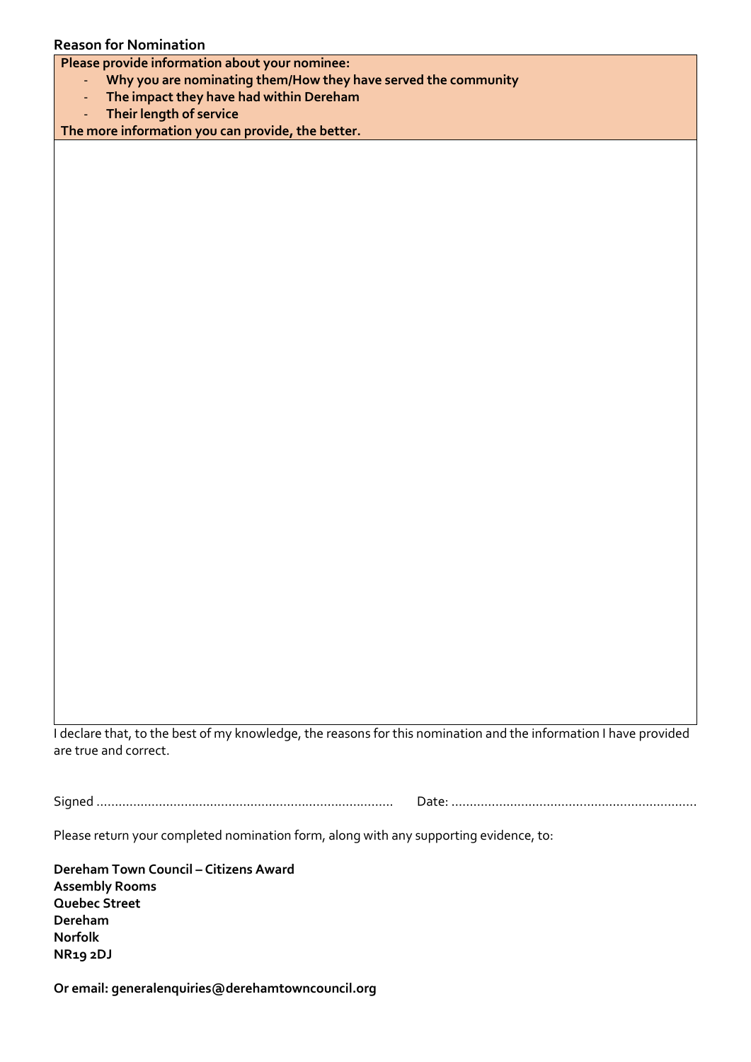**Reason for Nomination**

| Please provide information about your nominee:<br>- Why you are nominating them/How they have served the community<br>- The impact they have had within Dereham<br>- Their length of service<br>The more information you can provide, the better. |
|---|
| |

I declare that, to the best of my knowledge, the reasons for this nomination and the information I have provided are true and correct.

Signed ................................................................................ Date: ..................................................................

Please return your completed nomination form, along with any supporting evidence, to:

**Dereham Town Council – Citizens Award**
**Assembly Rooms**
**Quebec Street**
**Dereham**
**Norfolk**
**NR19 2DJ**

**Or email: generalenquiries@derehamtowncouncil.org**